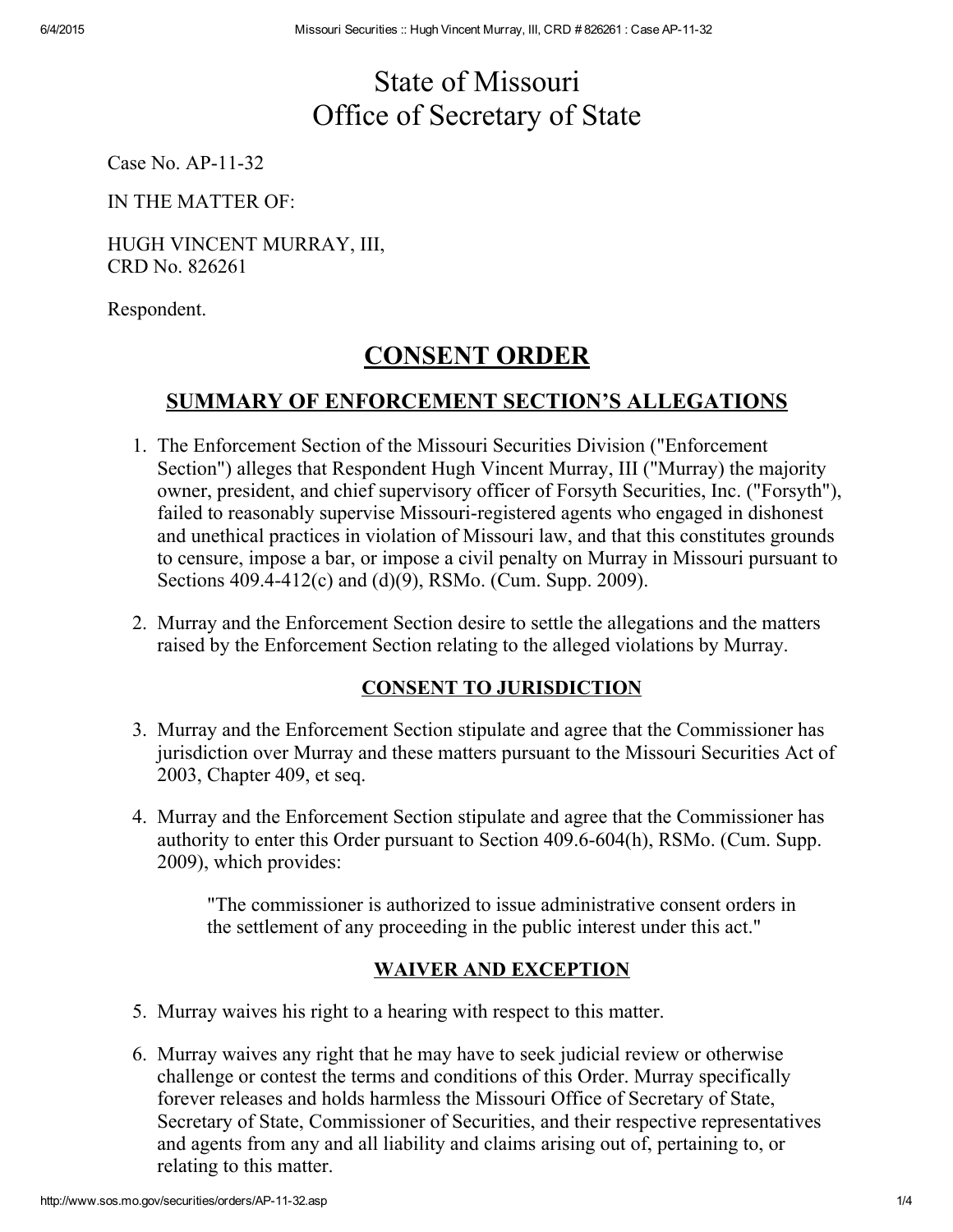# State of Missouri
# Office of Secretary of State

Case No. AP-11-32

IN THE MATTER OF:

HUGH VINCENT MURRAY, III,
CRD No. 826261

Respondent.

## CONSENT ORDER

### SUMMARY OF ENFORCEMENT SECTION'S ALLEGATIONS

1. The Enforcement Section of the Missouri Securities Division ("Enforcement Section") alleges that Respondent Hugh Vincent Murray, III ("Murray) the majority owner, president, and chief supervisory officer of Forsyth Securities, Inc. ("Forsyth"), failed to reasonably supervise Missouri-registered agents who engaged in dishonest and unethical practices in violation of Missouri law, and that this constitutes grounds to censure, impose a bar, or impose a civil penalty on Murray in Missouri pursuant to Sections 409.4-412(c) and (d)(9), RSMo. (Cum. Supp. 2009).

2. Murray and the Enforcement Section desire to settle the allegations and the matters raised by the Enforcement Section relating to the alleged violations by Murray.

### CONSENT TO JURISDICTION

3. Murray and the Enforcement Section stipulate and agree that the Commissioner has jurisdiction over Murray and these matters pursuant to the Missouri Securities Act of 2003, Chapter 409, et seq.

4. Murray and the Enforcement Section stipulate and agree that the Commissioner has authority to enter this Order pursuant to Section 409.6-604(h), RSMo. (Cum. Supp. 2009), which provides:

   > "The commissioner is authorized to issue administrative consent orders in the settlement of any proceeding in the public interest under this act."

### WAIVER AND EXCEPTION

5. Murray waives his right to a hearing with respect to this matter.

6. Murray waives any right that he may have to seek judicial review or otherwise challenge or contest the terms and conditions of this Order. Murray specifically forever releases and holds harmless the Missouri Office of Secretary of State, Secretary of State, Commissioner of Securities, and their respective representatives and agents from any and all liability and claims arising out of, pertaining to, or relating to this matter.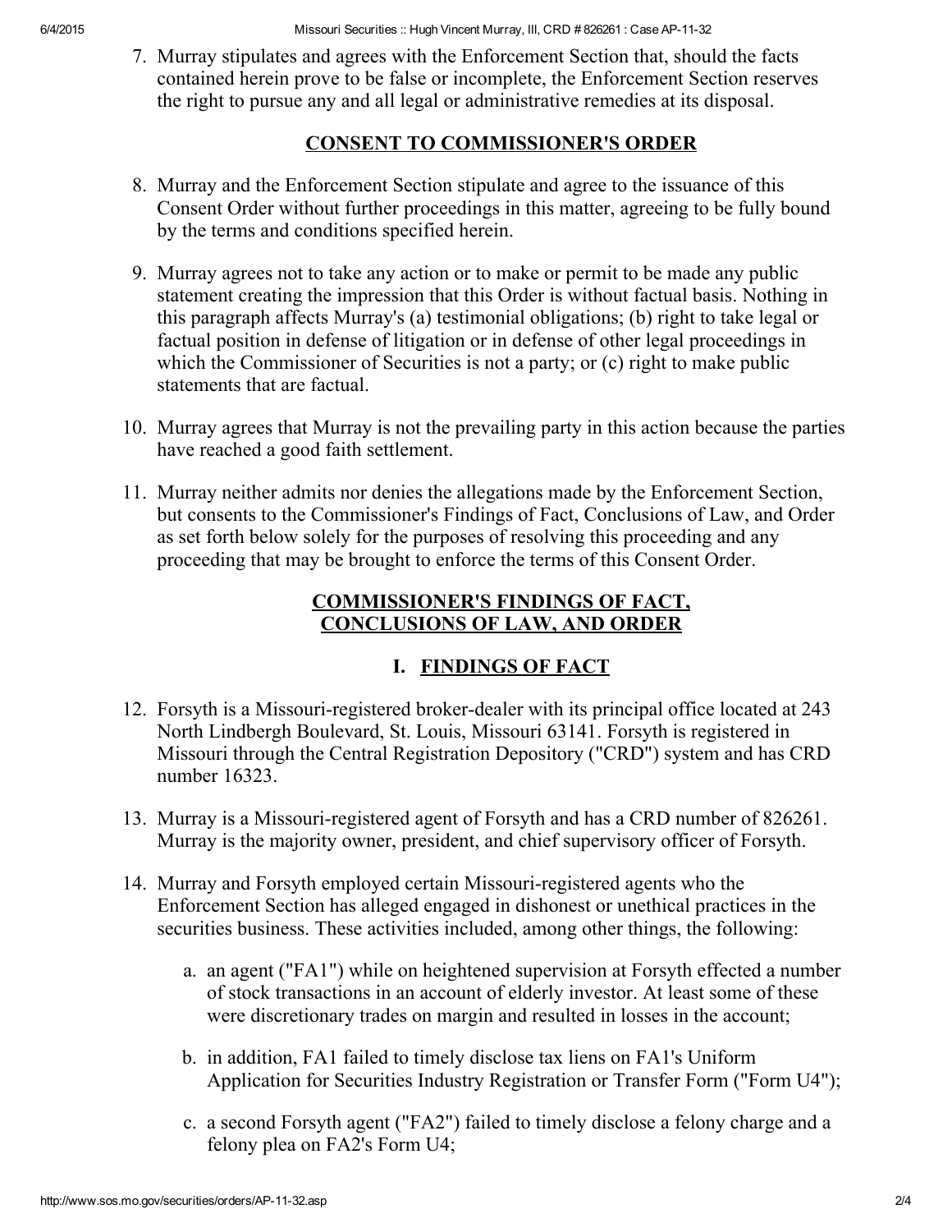7. Murray stipulates and agrees with the Enforcement Section that, should the facts contained herein prove to be false or incomplete, the Enforcement Section reserves the right to pursue any and all legal or administrative remedies at its disposal.

## CONSENT TO COMMISSIONER'S ORDER

8. Murray and the Enforcement Section stipulate and agree to the issuance of this Consent Order without further proceedings in this matter, agreeing to be fully bound by the terms and conditions specified herein.

9. Murray agrees not to take any action or to make or permit to be made any public statement creating the impression that this Order is without factual basis. Nothing in this paragraph affects Murray's (a) testimonial obligations; (b) right to take legal or factual position in defense of litigation or in defense of other legal proceedings in which the Commissioner of Securities is not a party; or (c) right to make public statements that are factual.

10. Murray agrees that Murray is not the prevailing party in this action because the parties have reached a good faith settlement.

11. Murray neither admits nor denies the allegations made by the Enforcement Section, but consents to the Commissioner's Findings of Fact, Conclusions of Law, and Order as set forth below solely for the purposes of resolving this proceeding and any proceeding that may be brought to enforce the terms of this Consent Order.

## COMMISSIONER'S FINDINGS OF FACT, CONCLUSIONS OF LAW, AND ORDER

### I. FINDINGS OF FACT

12. Forsyth is a Missouri-registered broker-dealer with its principal office located at 243 North Lindbergh Boulevard, St. Louis, Missouri 63141. Forsyth is registered in Missouri through the Central Registration Depository ("CRD") system and has CRD number 16323.

13. Murray is a Missouri-registered agent of Forsyth and has a CRD number of 826261. Murray is the majority owner, president, and chief supervisory officer of Forsyth.

14. Murray and Forsyth employed certain Missouri-registered agents who the Enforcement Section has alleged engaged in dishonest or unethical practices in the securities business. These activities included, among other things, the following:

    a. an agent ("FA1") while on heightened supervision at Forsyth effected a number of stock transactions in an account of elderly investor. At least some of these were discretionary trades on margin and resulted in losses in the account;

    b. in addition, FA1 failed to timely disclose tax liens on FA1's Uniform Application for Securities Industry Registration or Transfer Form ("Form U4");

    c. a second Forsyth agent ("FA2") failed to timely disclose a felony charge and a felony plea on FA2's Form U4;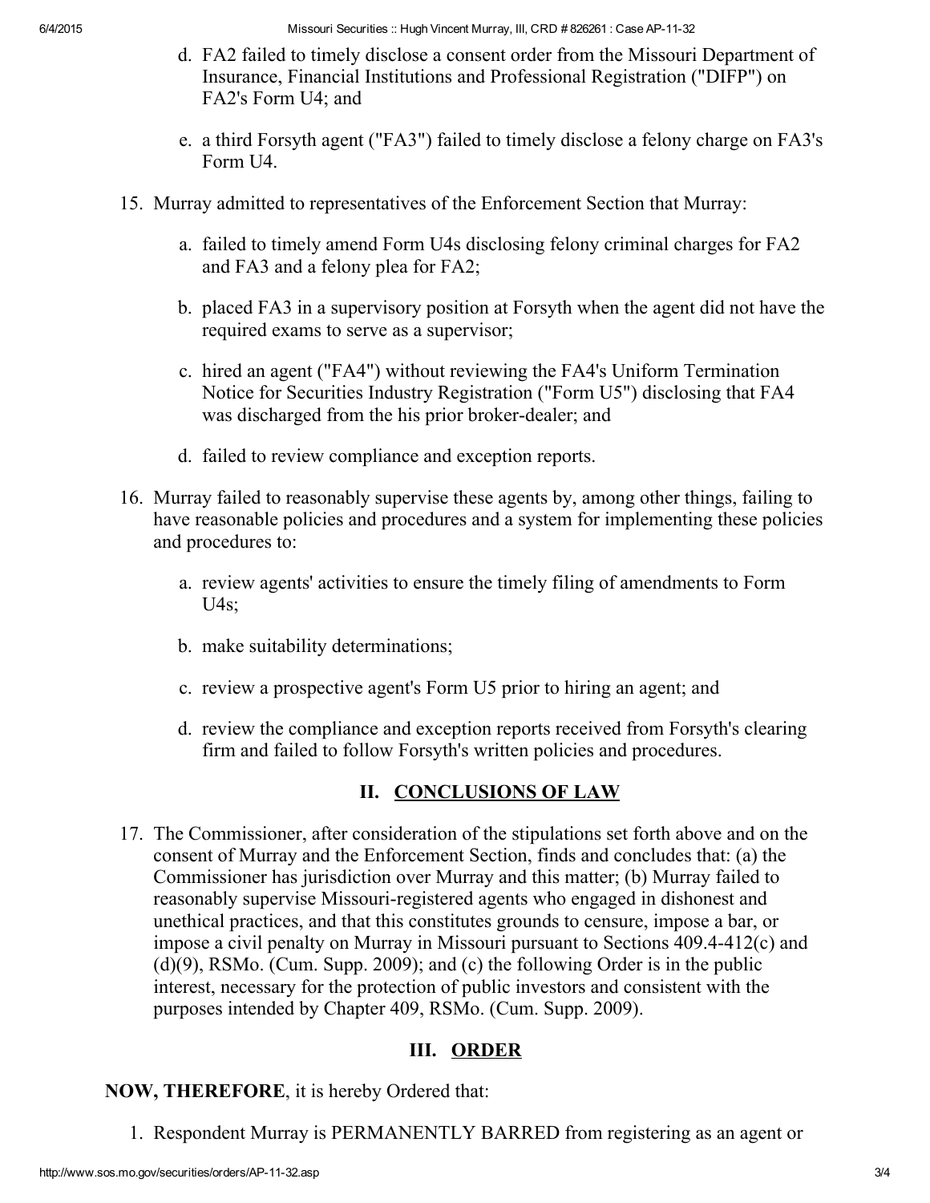d. FA2 failed to timely disclose a consent order from the Missouri Department of Insurance, Financial Institutions and Professional Registration ("DIFP") on FA2's Form U4; and

e. a third Forsyth agent ("FA3") failed to timely disclose a felony charge on FA3's Form U4.

15. Murray admitted to representatives of the Enforcement Section that Murray:

    a. failed to timely amend Form U4s disclosing felony criminal charges for FA2 and FA3 and a felony plea for FA2;

    b. placed FA3 in a supervisory position at Forsyth when the agent did not have the required exams to serve as a supervisor;

    c. hired an agent ("FA4") without reviewing the FA4's Uniform Termination Notice for Securities Industry Registration ("Form U5") disclosing that FA4 was discharged from the his prior broker-dealer; and

    d. failed to review compliance and exception reports.

16. Murray failed to reasonably supervise these agents by, among other things, failing to have reasonable policies and procedures and a system for implementing these policies and procedures to:

    a. review agents' activities to ensure the timely filing of amendments to Form U4s;

    b. make suitability determinations;

    c. review a prospective agent's Form U5 prior to hiring an agent; and

    d. review the compliance and exception reports received from Forsyth's clearing firm and failed to follow Forsyth's written policies and procedures.

## II. CONCLUSIONS OF LAW

17. The Commissioner, after consideration of the stipulations set forth above and on the consent of Murray and the Enforcement Section, finds and concludes that: (a) the Commissioner has jurisdiction over Murray and this matter; (b) Murray failed to reasonably supervise Missouri-registered agents who engaged in dishonest and unethical practices, and that this constitutes grounds to censure, impose a bar, or impose a civil penalty on Murray in Missouri pursuant to Sections 409.4-412(c) and (d)(9), RSMo. (Cum. Supp. 2009); and (c) the following Order is in the public interest, necessary for the protection of public investors and consistent with the purposes intended by Chapter 409, RSMo. (Cum. Supp. 2009).

## III. ORDER

**NOW, THEREFORE**, it is hereby Ordered that:

1. Respondent Murray is PERMANENTLY BARRED from registering as an agent or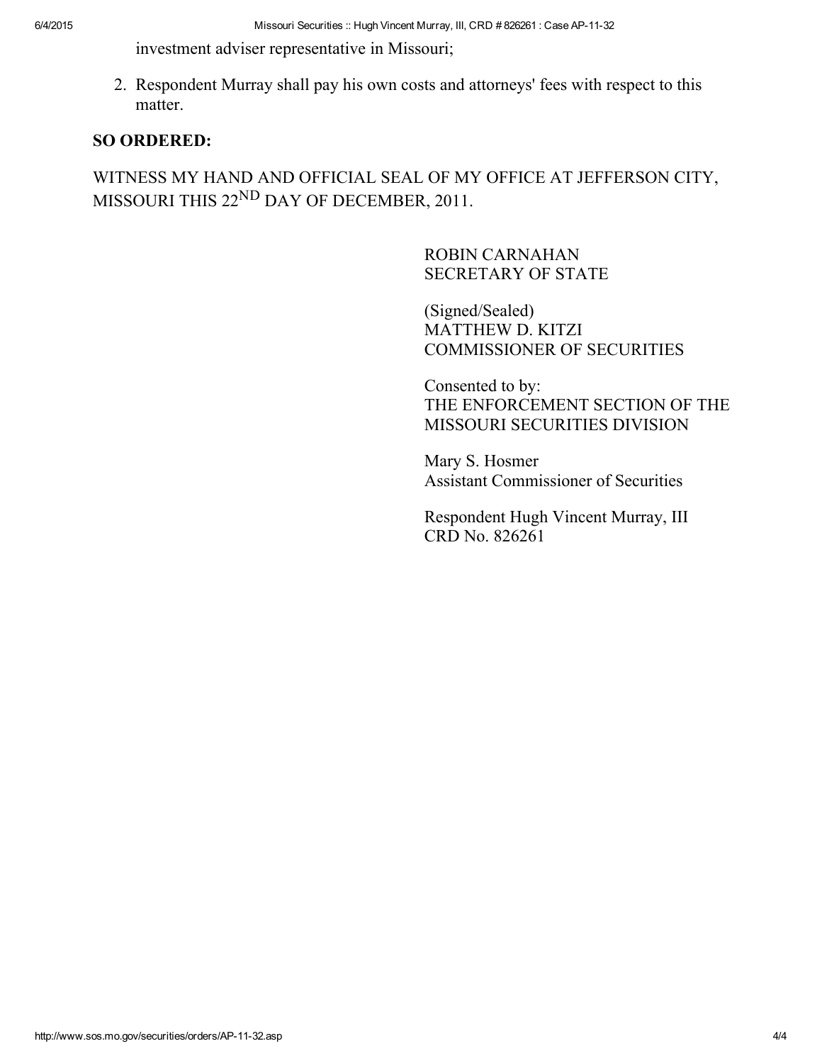investment adviser representative in Missouri;

2. Respondent Murray shall pay his own costs and attorneys' fees with respect to this matter.

**SO ORDERED:**

WITNESS MY HAND AND OFFICIAL SEAL OF MY OFFICE AT JEFFERSON CITY, MISSOURI THIS 22ND DAY OF DECEMBER, 2011.

ROBIN CARNAHAN
SECRETARY OF STATE

(Signed/Sealed)
MATTHEW D. KITZI
COMMISSIONER OF SECURITIES

Consented to by:
THE ENFORCEMENT SECTION OF THE MISSOURI SECURITIES DIVISION

Mary S. Hosmer
Assistant Commissioner of Securities

Respondent Hugh Vincent Murray, III
CRD No. 826261